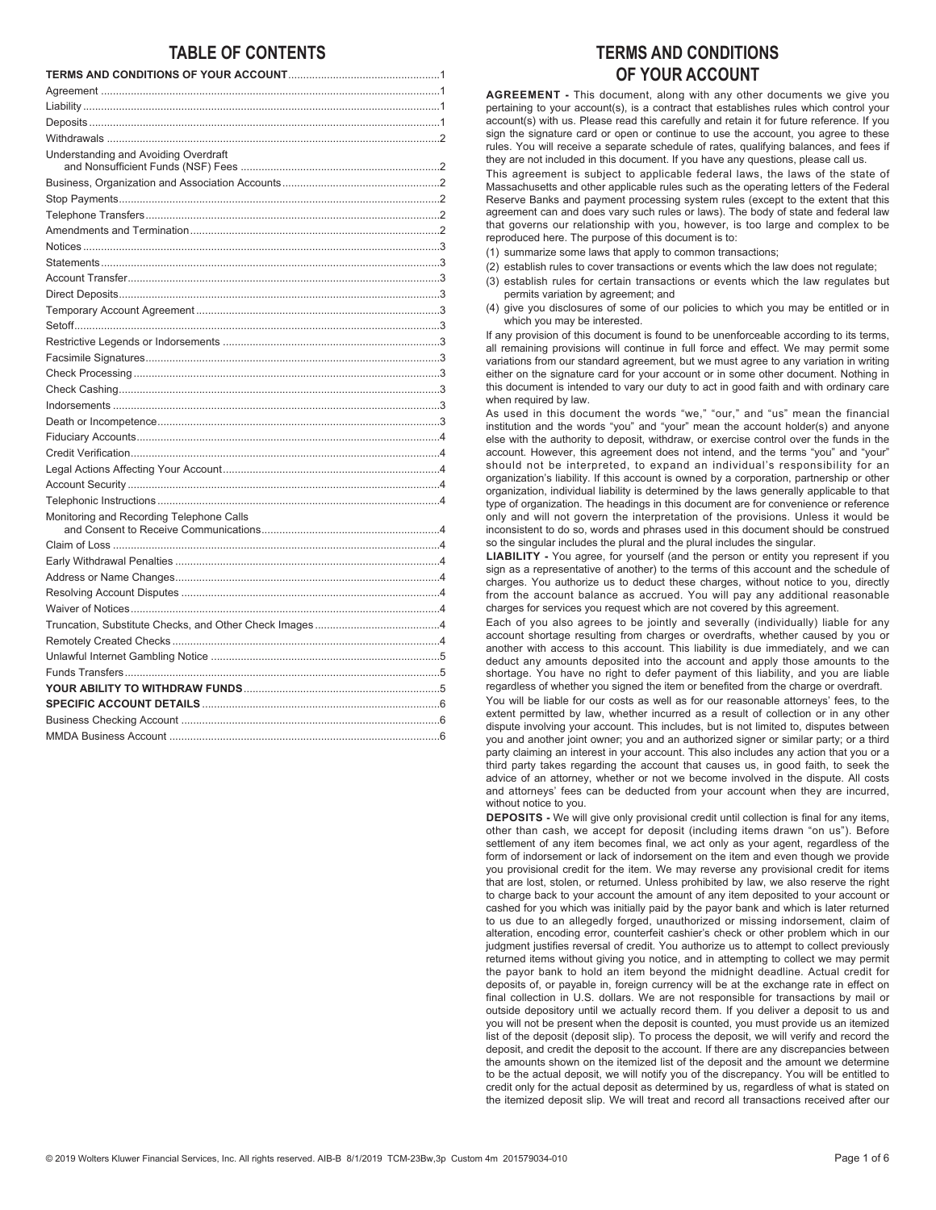## TABLE OF CONTENTS

| | |
|---|---|
| **TERMS AND CONDITIONS OF YOUR ACCOUNT** | 1 |
| Agreement | 1 |
| Liability | 1 |
| Deposits | 1 |
| Withdrawals | 2 |
| Understanding and Avoiding Overdraft and Nonsufficient Funds (NSF) Fees | 2 |
| Business, Organization and Association Accounts | 2 |
| Stop Payments | 2 |
| Telephone Transfers | 2 |
| Amendments and Termination | 2 |
| Notices | 3 |
| Statements | 3 |
| Account Transfer | 3 |
| Direct Deposits | 3 |
| Temporary Account Agreement | 3 |
| Setoff | 3 |
| Restrictive Legends or Indorsements | 3 |
| Facsimile Signatures | 3 |
| Check Processing | 3 |
| Check Cashing | 3 |
| Indorsements | 3 |
| Death or Incompetence | 3 |
| Fiduciary Accounts | 4 |
| Credit Verification | 4 |
| Legal Actions Affecting Your Account | 4 |
| Account Security | 4 |
| Telephonic Instructions | 4 |
| Monitoring and Recording Telephone Calls and Consent to Receive Communications | 4 |
| Claim of Loss | 4 |
| Early Withdrawal Penalties | 4 |
| Address or Name Changes | 4 |
| Resolving Account Disputes | 4 |
| Waiver of Notices | 4 |
| Truncation, Substitute Checks, and Other Check Images | 4 |
| Remotely Created Checks | 4 |
| Unlawful Internet Gambling Notice | 5 |
| Funds Transfers | 5 |
| **YOUR ABILITY TO WITHDRAW FUNDS** | 5 |
| **SPECIFIC ACCOUNT DETAILS** | 6 |
| Business Checking Account | 6 |
| MMDA Business Account | 6 |

## TERMS AND CONDITIONS OF YOUR ACCOUNT

**AGREEMENT -** This document, along with any other documents we give you pertaining to your account(s), is a contract that establishes rules which control your account(s) with us. Please read this carefully and retain it for future reference. If you sign the signature card or open or continue to use the account, you agree to these rules. You will receive a separate schedule of rates, qualifying balances, and fees if they are not included in this document. If you have any questions, please call us.

This agreement is subject to applicable federal laws, the laws of the state of Massachusetts and other applicable rules such as the operating letters of the Federal Reserve Banks and payment processing system rules (except to the extent that this agreement can and does vary such rules or laws). The body of state and federal law that governs our relationship with you, however, is too large and complex to be reproduced here. The purpose of this document is to:

(1) summarize some laws that apply to common transactions;
(2) establish rules to cover transactions or events which the law does not regulate;
(3) establish rules for certain transactions or events which the law regulates but permits variation by agreement; and
(4) give you disclosures of some of our policies to which you may be entitled or in which you may be interested.

If any provision of this document is found to be unenforceable according to its terms, all remaining provisions will continue in full force and effect. We may permit some variations from our standard agreement, but we must agree to any variation in writing either on the signature card for your account or in some other document. Nothing in this document is intended to vary our duty to act in good faith and with ordinary care when required by law.

As used in this document the words "we," "our," and "us" mean the financial institution and the words "you" and "your" mean the account holder(s) and anyone else with the authority to deposit, withdraw, or exercise control over the funds in the account. However, this agreement does not intend, and the terms "you" and "your" should not be interpreted, to expand an individual's responsibility for an organization's liability. If this account is owned by a corporation, partnership or other organization, individual liability is determined by the laws generally applicable to that type of organization. The headings in this document are for convenience or reference only and will not govern the interpretation of the provisions. Unless it would be inconsistent to do so, words and phrases used in this document should be construed so the singular includes the plural and the plural includes the singular.

**LIABILITY -** You agree, for yourself (and the person or entity you represent if you sign as a representative of another) to the terms of this account and the schedule of charges. You authorize us to deduct these charges, without notice to you, directly from the account balance as accrued. You will pay any additional reasonable charges for services you request which are not covered by this agreement.

Each of you also agrees to be jointly and severally (individually) liable for any account shortage resulting from charges or overdrafts, whether caused by you or another with access to this account. This liability is due immediately, and we can deduct any amounts deposited into the account and apply those amounts to the shortage. You have no right to defer payment of this liability, and you are liable regardless of whether you signed the item or benefited from the charge or overdraft.

You will be liable for our costs as well as for our reasonable attorneys' fees, to the extent permitted by law, whether incurred as a result of collection or in any other dispute involving your account. This includes, but is not limited to, disputes between you and another joint owner; you and an authorized signer or similar party; or a third party claiming an interest in your account. This also includes any action that you or a third party takes regarding the account that causes us, in good faith, to seek the advice of an attorney, whether or not we become involved in the dispute. All costs and attorneys' fees can be deducted from your account when they are incurred, without notice to you.

**DEPOSITS -** We will give only provisional credit until collection is final for any items, other than cash, we accept for deposit (including items drawn "on us"). Before settlement of any item becomes final, we act only as your agent, regardless of the form of indorsement or lack of indorsement on the item and even though we provide you provisional credit for the item. We may reverse any provisional credit for items that are lost, stolen, or returned. Unless prohibited by law, we also reserve the right to charge back to your account the amount of any item deposited to your account or cashed for you which was initially paid by the payor bank and which is later returned to us due to an allegedly forged, unauthorized or missing indorsement, claim of alteration, encoding error, counterfeit cashier's check or other problem which in our judgment justifies reversal of credit. You authorize us to attempt to collect previously returned items without giving you notice, and in attempting to collect we may permit the payor bank to hold an item beyond the midnight deadline. Actual credit for deposits of, or payable in, foreign currency will be at the exchange rate in effect on final collection in U.S. dollars. We are not responsible for transactions by mail or outside depository until we actually record them. If you deliver a deposit to us and you will not be present when the deposit is counted, you must provide us an itemized list of the deposit (deposit slip). To process the deposit, we will verify and record the deposit, and credit the deposit to the account. If there are any discrepancies between the amounts shown on the itemized list of the deposit and the amount we determine to be the actual deposit, we will notify you of the discrepancy. You will be entitled to credit only for the actual deposit as determined by us, regardless of what is stated on the itemized deposit slip. We will treat and record all transactions received after our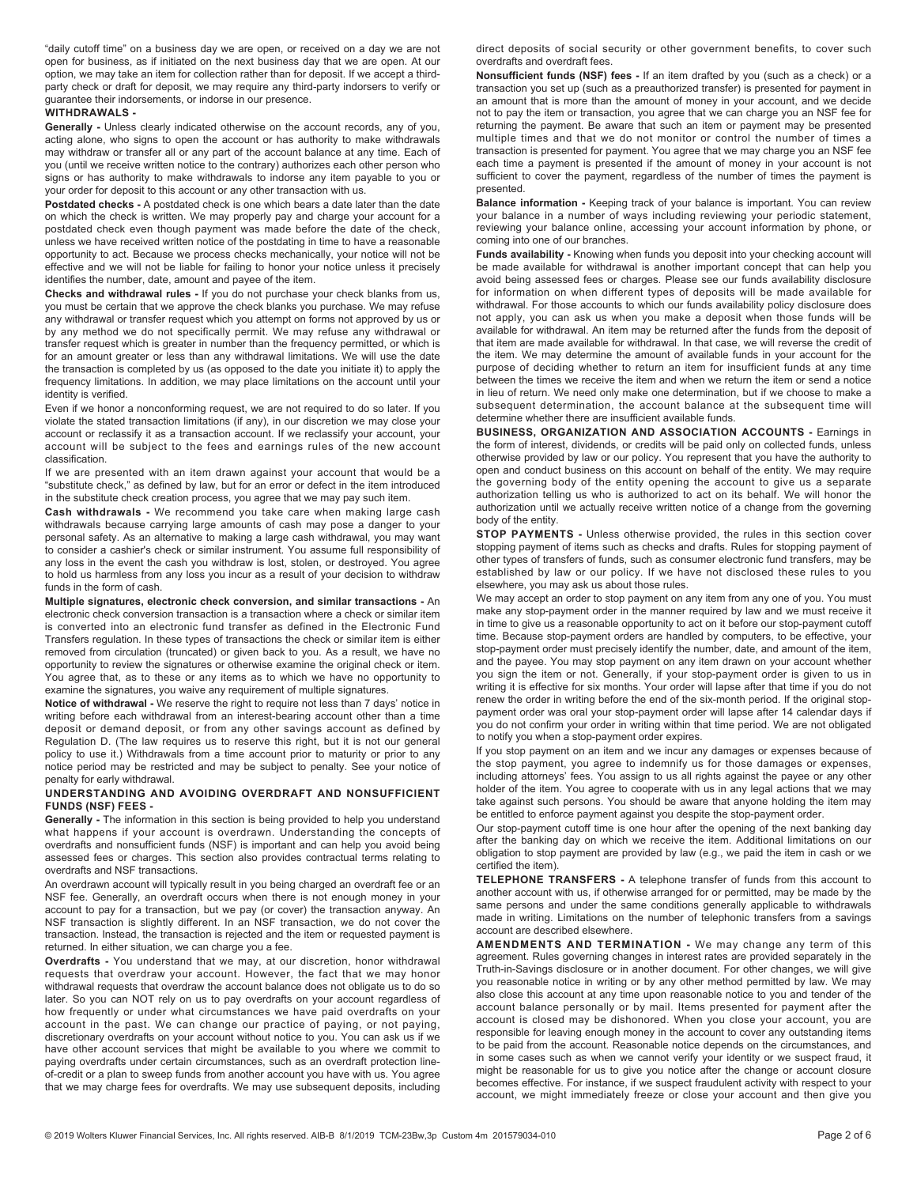"daily cutoff time" on a business day we are open, or received on a day we are not open for business, as if initiated on the next business day that we are open. At our option, we may take an item for collection rather than for deposit. If we accept a third-party check or draft for deposit, we may require any third-party indorsers to verify or guarantee their indorsements, or indorse in our presence.

**WITHDRAWALS -**

**Generally -** Unless clearly indicated otherwise on the account records, any of you, acting alone, who signs to open the account or has authority to make withdrawals may withdraw or transfer all or any part of the account balance at any time. Each of you (until we receive written notice to the contrary) authorizes each other person who signs or has authority to make withdrawals to indorse any item payable to you or your order for deposit to this account or any other transaction with us.

**Postdated checks -** A postdated check is one which bears a date later than the date on which the check is written. We may properly pay and charge your account for a postdated check even though payment was made before the date of the check, unless we have received written notice of the postdating in time to have a reasonable opportunity to act. Because we process checks mechanically, your notice will not be effective and we will not be liable for failing to honor your notice unless it precisely identifies the number, date, amount and payee of the item.

**Checks and withdrawal rules -** If you do not purchase your check blanks from us, you must be certain that we approve the check blanks you purchase. We may refuse any withdrawal or transfer request which you attempt on forms not approved by us or by any method we do not specifically permit. We may refuse any withdrawal or transfer request which is greater in number than the frequency permitted, or which is for an amount greater or less than any withdrawal limitations. We will use the date the transaction is completed by us (as opposed to the date you initiate it) to apply the frequency limitations. In addition, we may place limitations on the account until your identity is verified.

Even if we honor a nonconforming request, we are not required to do so later. If you violate the stated transaction limitations (if any), in our discretion we may close your account or reclassify it as a transaction account. If we reclassify your account, your account will be subject to the fees and earnings rules of the new account classification.

If we are presented with an item drawn against your account that would be a "substitute check," as defined by law, but for an error or defect in the item introduced in the substitute check creation process, you agree that we may pay such item.

**Cash withdrawals -** We recommend you take care when making large cash withdrawals because carrying large amounts of cash may pose a danger to your personal safety. As an alternative to making a large cash withdrawal, you may want to consider a cashier's check or similar instrument. You assume full responsibility of any loss in the event the cash you withdraw is lost, stolen, or destroyed. You agree to hold us harmless from any loss you incur as a result of your decision to withdraw funds in the form of cash.

**Multiple signatures, electronic check conversion, and similar transactions -** An electronic check conversion transaction is a transaction where a check or similar item is converted into an electronic fund transfer as defined in the Electronic Fund Transfers regulation. In these types of transactions the check or similar item is either removed from circulation (truncated) or given back to you. As a result, we have no opportunity to review the signatures or otherwise examine the original check or item. You agree that, as to these or any items as to which we have no opportunity to examine the signatures, you waive any requirement of multiple signatures.

**Notice of withdrawal -** We reserve the right to require not less than 7 days' notice in writing before each withdrawal from an interest-bearing account other than a time deposit or demand deposit, or from any other savings account as defined by Regulation D. (The law requires us to reserve this right, but it is not our general policy to use it.) Withdrawals from a time account prior to maturity or prior to any notice period may be restricted and may be subject to penalty. See your notice of penalty for early withdrawal.

**UNDERSTANDING AND AVOIDING OVERDRAFT AND NONSUFFICIENT FUNDS (NSF) FEES -**

**Generally -** The information in this section is being provided to help you understand what happens if your account is overdrawn. Understanding the concepts of overdrafts and nonsufficient funds (NSF) is important and can help you avoid being assessed fees or charges. This section also provides contractual terms relating to overdrafts and NSF transactions.

An overdrawn account will typically result in you being charged an overdraft fee or an NSF fee. Generally, an overdraft occurs when there is not enough money in your account to pay for a transaction, but we pay (or cover) the transaction anyway. An NSF transaction is slightly different. In an NSF transaction, we do not cover the transaction. Instead, the transaction is rejected and the item or requested payment is returned. In either situation, we can charge you a fee.

**Overdrafts -** You understand that we may, at our discretion, honor withdrawal requests that overdraw your account. However, the fact that we may honor withdrawal requests that overdraw the account balance does not obligate us to do so later. So you can NOT rely on us to pay overdrafts on your account regardless of how frequently or under what circumstances we have paid overdrafts on your account in the past. We can change our practice of paying, or not paying, discretionary overdrafts on your account without notice to you. You can ask us if we have other account services that might be available to you where we commit to paying overdrafts under certain circumstances, such as an overdraft protection line-of-credit or a plan to sweep funds from another account you have with us. You agree that we may charge fees for overdrafts. We may use subsequent deposits, including direct deposits of social security or other government benefits, to cover such overdrafts and overdraft fees.

**Nonsufficient funds (NSF) fees -** If an item drafted by you (such as a check) or a transaction you set up (such as a preauthorized transfer) is presented for payment in an amount that is more than the amount of money in your account, and we decide not to pay the item or transaction, you agree that we can charge you an NSF fee for returning the payment. Be aware that such an item or payment may be presented multiple times and that we do not monitor or control the number of times a transaction is presented for payment. You agree that we may charge you an NSF fee each time a payment is presented if the amount of money in your account is not sufficient to cover the payment, regardless of the number of times the payment is presented.

**Balance information -** Keeping track of your balance is important. You can review your balance in a number of ways including reviewing your periodic statement, reviewing your balance online, accessing your account information by phone, or coming into one of our branches.

**Funds availability -** Knowing when funds you deposit into your checking account will be made available for withdrawal is another important concept that can help you avoid being assessed fees or charges. Please see our funds availability disclosure for information on when different types of deposits will be made available for withdrawal. For those accounts to which our funds availability policy disclosure does not apply, you can ask us when you make a deposit when those funds will be available for withdrawal. An item may be returned after the funds from the deposit of that item are made available for withdrawal. In that case, we will reverse the credit of the item. We may determine the amount of available funds in your account for the purpose of deciding whether to return an item for insufficient funds at any time between the times we receive the item and when we return the item or send a notice in lieu of return. We need only make one determination, but if we choose to make a subsequent determination, the account balance at the subsequent time will determine whether there are insufficient available funds.

**BUSINESS, ORGANIZATION AND ASSOCIATION ACCOUNTS -** Earnings in the form of interest, dividends, or credits will be paid only on collected funds, unless otherwise provided by law or our policy. You represent that you have the authority to open and conduct business on this account on behalf of the entity. We may require the governing body of the entity opening the account to give us a separate authorization telling us who is authorized to act on its behalf. We will honor the authorization until we actually receive written notice of a change from the governing body of the entity.

**STOP PAYMENTS -** Unless otherwise provided, the rules in this section cover stopping payment of items such as checks and drafts. Rules for stopping payment of other types of transfers of funds, such as consumer electronic fund transfers, may be established by law or our policy. If we have not disclosed these rules to you elsewhere, you may ask us about those rules.

We may accept an order to stop payment on any item from any one of you. You must make any stop-payment order in the manner required by law and we must receive it in time to give us a reasonable opportunity to act on it before our stop-payment cutoff time. Because stop-payment orders are handled by computers, to be effective, your stop-payment order must precisely identify the number, date, and amount of the item, and the payee. You may stop payment on any item drawn on your account whether you sign the item or not. Generally, if your stop-payment order is given to us in writing it is effective for six months. Your order will lapse after that time if you do not renew the order in writing before the end of the six-month period. If the original stop-payment order was oral your stop-payment order will lapse after 14 calendar days if you do not confirm your order in writing within that time period. We are not obligated to notify you when a stop-payment order expires.

If you stop payment on an item and we incur any damages or expenses because of the stop payment, you agree to indemnify us for those damages or expenses, including attorneys' fees. You assign to us all rights against the payee or any other holder of the item. You agree to cooperate with us in any legal actions that we may take against such persons. You should be aware that anyone holding the item may be entitled to enforce payment against you despite the stop-payment order.

Our stop-payment cutoff time is one hour after the opening of the next banking day after the banking day on which we receive the item. Additional limitations on our obligation to stop payment are provided by law (e.g., we paid the item in cash or we certified the item).

**TELEPHONE TRANSFERS -** A telephone transfer of funds from this account to another account with us, if otherwise arranged for or permitted, may be made by the same persons and under the same conditions generally applicable to withdrawals made in writing. Limitations on the number of telephonic transfers from a savings account are described elsewhere.

**AMENDMENTS AND TERMINATION -** We may change any term of this agreement. Rules governing changes in interest rates are provided separately in the Truth-in-Savings disclosure or in another document. For other changes, we will give you reasonable notice in writing or by any other method permitted by law. We may also close this account at any time upon reasonable notice to you and tender of the account balance personally or by mail. Items presented for payment after the account is closed may be dishonored. When you close your account, you are responsible for leaving enough money in the account to cover any outstanding items to be paid from the account. Reasonable notice depends on the circumstances, and in some cases such as when we cannot verify your identity or we suspect fraud, it might be reasonable for us to give you notice after the change or account closure becomes effective. For instance, if we suspect fraudulent activity with respect to your account, we might immediately freeze or close your account and then give you

© 2019 Wolters Kluwer Financial Services, Inc. All rights reserved. AIB-B 8/1/2019 TCM-23Bw,3p Custom 4m 201579034-010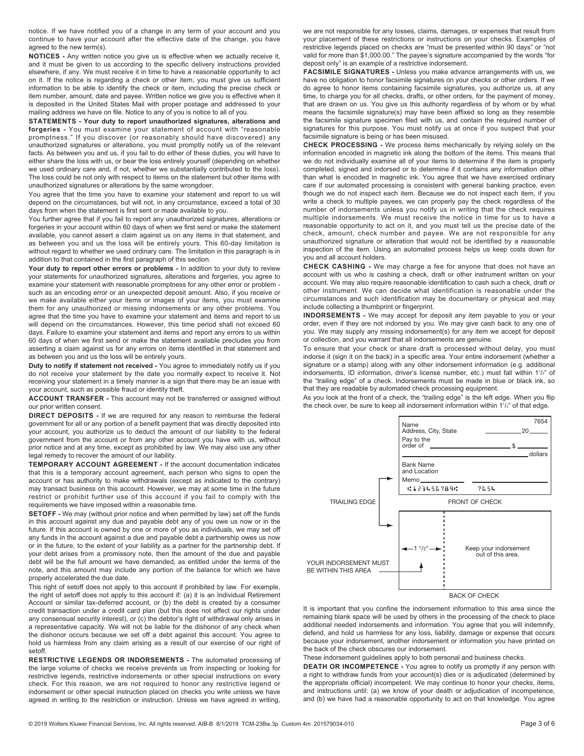notice. If we have notified you of a change in any term of your account and you continue to have your account after the effective date of the change, you have agreed to the new term(s).

**NOTICES -** Any written notice you give us is effective when we actually receive it, and it must be given to us according to the specific delivery instructions provided elsewhere, if any. We must receive it in time to have a reasonable opportunity to act on it. If the notice is regarding a check or other item, you must give us sufficient information to be able to identify the check or item, including the precise check or item number, amount, date and payee. Written notice we give you is effective when it is deposited in the United States Mail with proper postage and addressed to your mailing address we have on file. Notice to any of you is notice to all of you.

**STATEMENTS - Your duty to report unauthorized signatures, alterations and forgeries -** You must examine your statement of account with "reasonable promptness." If you discover (or reasonably should have discovered) any unauthorized signatures or alterations, you must promptly notify us of the relevant facts. As between you and us, if you fail to do either of these duties, you will have to either share the loss with us, or bear the loss entirely yourself (depending on whether we used ordinary care and, if not, whether we substantially contributed to the loss). The loss could be not only with respect to items on the statement but other items with unauthorized signatures or alterations by the same wrongdoer.

You agree that the time you have to examine your statement and report to us will depend on the circumstances, but will not, in any circumstance, exceed a total of 30 days from when the statement is first sent or made available to you.

You further agree that if you fail to report any unauthorized signatures, alterations or forgeries in your account within 60 days of when we first send or make the statement available, you cannot assert a claim against us on any items in that statement, and as between you and us the loss will be entirely yours. This 60-day limitation is without regard to whether we used ordinary care. The limitation in this paragraph is in addition to that contained in the first paragraph of this section.

**Your duty to report other errors or problems -** In addition to your duty to review your statements for unauthorized signatures, alterations and forgeries, you agree to examine your statement with reasonable promptness for any other error or problem - such as an encoding error or an unexpected deposit amount. Also, if you receive or we make available either your items or images of your items, you must examine them for any unauthorized or missing indorsements or any other problems. You agree that the time you have to examine your statement and items and report to us will depend on the circumstances. However, this time period shall not exceed 60 days. Failure to examine your statement and items and report any errors to us within 60 days of when we first send or make the statement available precludes you from asserting a claim against us for any errors on items identified in that statement and as between you and us the loss will be entirely yours.

**Duty to notify if statement not received -** You agree to immediately notify us if you do not receive your statement by the date you normally expect to receive it. Not receiving your statement in a timely manner is a sign that there may be an issue with your account, such as possible fraud or identity theft.

**ACCOUNT TRANSFER -** This account may not be transferred or assigned without our prior written consent.

**DIRECT DEPOSITS -** If we are required for any reason to reimburse the federal government for all or any portion of a benefit payment that was directly deposited into your account, you authorize us to deduct the amount of our liability to the federal government from the account or from any other account you have with us, without prior notice and at any time, except as prohibited by law. We may also use any other legal remedy to recover the amount of our liability.

**TEMPORARY ACCOUNT AGREEMENT -** If the account documentation indicates that this is a temporary account agreement, each person who signs to open the account or has authority to make withdrawals (except as indicated to the contrary) may transact business on this account. However, we may at some time in the future restrict or prohibit further use of this account if you fail to comply with the requirements we have imposed within a reasonable time.

**SETOFF -** We may (without prior notice and when permitted by law) set off the funds in this account against any due and payable debt any of you owe us now or in the future. If this account is owned by one or more of you as individuals, we may set off any funds in the account against a due and payable debt a partnership owes us now or in the future, to the extent of your liability as a partner for the partnership debt. If your debt arises from a promissory note, then the amount of the due and payable debt will be the full amount we have demanded, as entitled under the terms of the note, and this amount may include any portion of the balance for which we have properly accelerated the due date.

This right of setoff does not apply to this account if prohibited by law. For example, the right of setoff does not apply to this account if: (a) it is an Individual Retirement Account or similar tax-deferred account, or (b) the debt is created by a consumer credit transaction under a credit card plan (but this does not affect our rights under any consensual security interest), or (c) the debtor's right of withdrawal only arises in a representative capacity. We will not be liable for the dishonor of any check when the dishonor occurs because we set off a debt against this account. You agree to hold us harmless from any claim arising as a result of our exercise of our right of setoff.

**RESTRICTIVE LEGENDS OR INDORSEMENTS -** The automated processing of the large volume of checks we receive prevents us from inspecting or looking for restrictive legends, restrictive indorsements or other special instructions on every check. For this reason, we are not required to honor any restrictive legend or indorsement or other special instruction placed on checks you write unless we have agreed in writing to the restriction or instruction. Unless we have agreed in writing, we are not responsible for any losses, claims, damages, or expenses that result from your placement of these restrictions or instructions on your checks. Examples of restrictive legends placed on checks are "must be presented within 90 days" or "not valid for more than $1,000.00." The payee's signature accompanied by the words "for deposit only" is an example of a restrictive indorsement.

**FACSIMILE SIGNATURES -** Unless you make advance arrangements with us, we have no obligation to honor facsimile signatures on your checks or other orders. If we do agree to honor items containing facsimile signatures, you authorize us, at any time, to charge you for all checks, drafts, or other orders, for the payment of money, that are drawn on us. You give us this authority regardless of by whom or by what means the facsimile signature(s) may have been affixed so long as they resemble the facsimile signature specimen filed with us, and contain the required number of signatures for this purpose. You must notify us at once if you suspect that your facsimile signature is being or has been misused.

**CHECK PROCESSING -** We process items mechanically by relying solely on the information encoded in magnetic ink along the bottom of the items. This means that we do not individually examine all of your items to determine if the item is properly completed, signed and indorsed or to determine if it contains any information other than what is encoded in magnetic ink. You agree that we have exercised ordinary care if our automated processing is consistent with general banking practice, even though we do not inspect each item. Because we do not inspect each item, if you write a check to multiple payees, we can properly pay the check regardless of the number of indorsements unless you notify us in writing that the check requires multiple indorsements. We must receive the notice in time for us to have a reasonable opportunity to act on it, and you must tell us the precise date of the check, amount, check number and payee. We are not responsible for any unauthorized signature or alteration that would not be identified by a reasonable inspection of the item. Using an automated process helps us keep costs down for you and all account holders.

**CHECK CASHING -** We may charge a fee for anyone that does not have an account with us who is cashing a check, draft or other instrument written on your account. We may also require reasonable identification to cash such a check, draft or other instrument. We can decide what identification is reasonable under the circumstances and such identification may be documentary or physical and may include collecting a thumbprint or fingerprint.

**INDORSEMENTS -** We may accept for deposit any item payable to you or your order, even if they are not indorsed by you. We may give cash back to any one of you. We may supply any missing indorsement(s) for any item we accept for deposit or collection, and you warrant that all indorsements are genuine.

To ensure that your check or share draft is processed without delay, you must indorse it (sign it on the back) in a specific area. Your entire indorsement (whether a signature or a stamp) along with any other indorsement information (e.g. additional indorsements, ID information, driver's license number, etc.) must fall within 1½" of the "trailing edge" of a check. Indorsements must be made in blue or black ink, so that they are readable by automated check processing equipment.

As you look at the front of a check, the "trailing edge" is the left edge. When you flip the check over, be sure to keep all indorsement information within 1½" of that edge.

TRAILING EDGE — FRONT OF CHECK — BACK OF CHECK — 1 ½" — Keep your indorsement out of this area. — YOUR INDORSEMENT MUST BE WITHIN THIS AREA

It is important that you confine the indorsement information to this area since the remaining blank space will be used by others in the processing of the check to place additional needed indorsements and information. You agree that you will indemnify, defend, and hold us harmless for any loss, liability, damage or expense that occurs because your indorsement, another indorsement or information you have printed on the back of the check obscures our indorsement.

These indorsement guidelines apply to both personal and business checks.

**DEATH OR INCOMPETENCE -** You agree to notify us promptly if any person with a right to withdraw funds from your account(s) dies or is adjudicated (determined by the appropriate official) incompetent. We may continue to honor your checks, items, and instructions until: (a) we know of your death or adjudication of incompetence, and (b) we have had a reasonable opportunity to act on that knowledge. You agree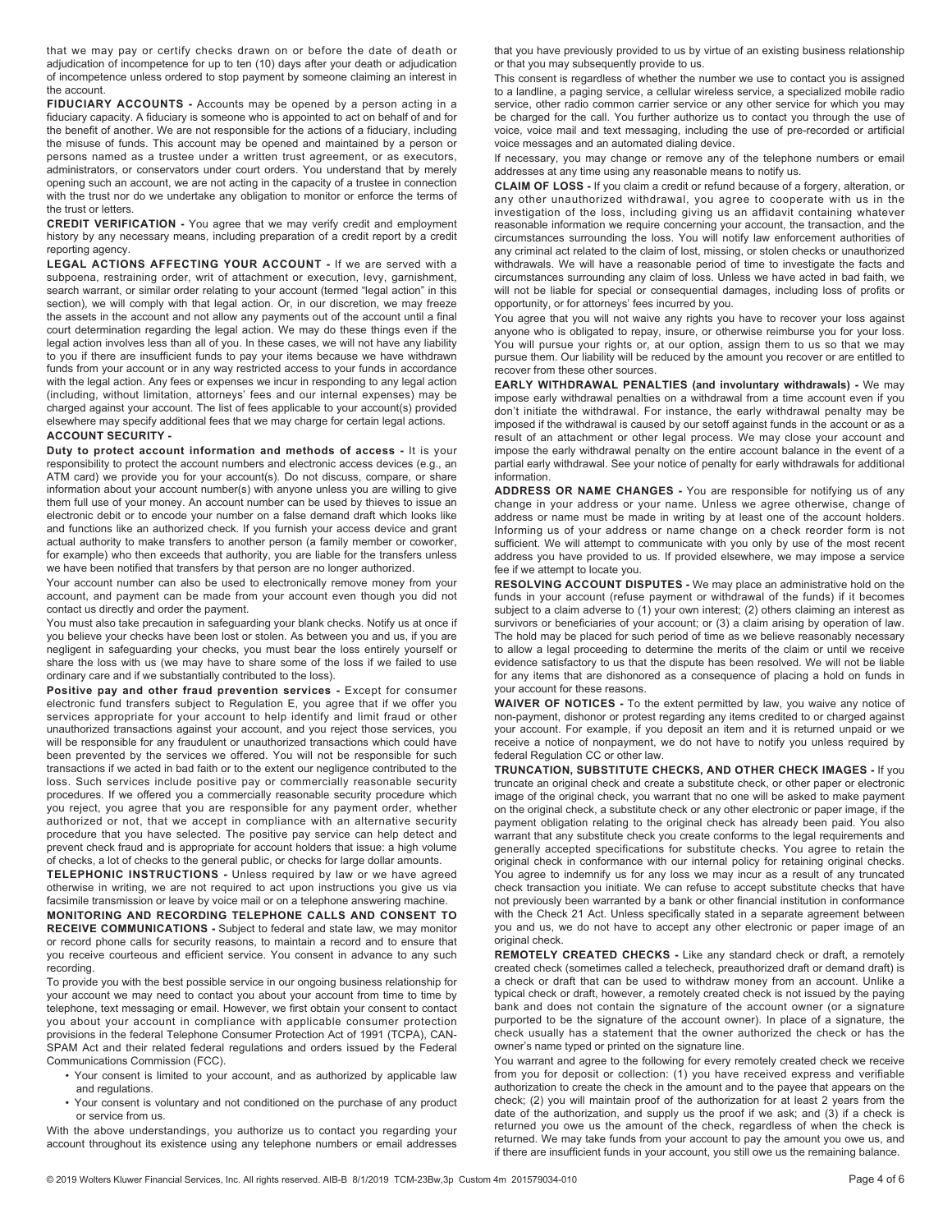that we may pay or certify checks drawn on or before the date of death or adjudication of incompetence for up to ten (10) days after your death or adjudication of incompetence unless ordered to stop payment by someone claiming an interest in the account.

**FIDUCIARY ACCOUNTS -** Accounts may be opened by a person acting in a fiduciary capacity. A fiduciary is someone who is appointed to act on behalf of and for the benefit of another. We are not responsible for the actions of a fiduciary, including the misuse of funds. This account may be opened and maintained by a person or persons named as a trustee under a written trust agreement, or as executors, administrators, or conservators under court orders. You understand that by merely opening such an account, we are not acting in the capacity of a trustee in connection with the trust nor do we undertake any obligation to monitor or enforce the terms of the trust or letters.

**CREDIT VERIFICATION -** You agree that we may verify credit and employment history by any necessary means, including preparation of a credit report by a credit reporting agency.

**LEGAL ACTIONS AFFECTING YOUR ACCOUNT -** If we are served with a subpoena, restraining order, writ of attachment or execution, levy, garnishment, search warrant, or similar order relating to your account (termed "legal action" in this section), we will comply with that legal action. Or, in our discretion, we may freeze the assets in the account and not allow any payments out of the account until a final court determination regarding the legal action. We may do these things even if the legal action involves less than all of you. In these cases, we will not have any liability to you if there are insufficient funds to pay your items because we have withdrawn funds from your account or in any way restricted access to your funds in accordance with the legal action. Any fees or expenses we incur in responding to any legal action (including, without limitation, attorneys' fees and our internal expenses) may be charged against your account. The list of fees applicable to your account(s) provided elsewhere may specify additional fees that we may charge for certain legal actions.

**ACCOUNT SECURITY -**

**Duty to protect account information and methods of access -** It is your responsibility to protect the account numbers and electronic access devices (e.g., an ATM card) we provide you for your account(s). Do not discuss, compare, or share information about your account number(s) with anyone unless you are willing to give them full use of your money. An account number can be used by thieves to issue an electronic debit or to encode your number on a false demand draft which looks like and functions like an authorized check. If you furnish your access device and grant actual authority to make transfers to another person (a family member or coworker, for example) who then exceeds that authority, you are liable for the transfers unless we have been notified that transfers by that person are no longer authorized.

Your account number can also be used to electronically remove money from your account, and payment can be made from your account even though you did not contact us directly and order the payment.

You must also take precaution in safeguarding your blank checks. Notify us at once if you believe your checks have been lost or stolen. As between you and us, if you are negligent in safeguarding your checks, you must bear the loss entirely yourself or share the loss with us (we may have to share some of the loss if we failed to use ordinary care and if we substantially contributed to the loss).

**Positive pay and other fraud prevention services -** Except for consumer electronic fund transfers subject to Regulation E, you agree that if we offer you services appropriate for your account to help identify and limit fraud or other unauthorized transactions against your account, and you reject those services, you will be responsible for any fraudulent or unauthorized transactions which could have been prevented by the services we offered. You will not be responsible for such transactions if we acted in bad faith or to the extent our negligence contributed to the loss. Such services include positive pay or commercially reasonable security procedures. If we offered you a commercially reasonable security procedure which you reject, you agree that you are responsible for any payment order, whether authorized or not, that we accept in compliance with an alternative security procedure that you have selected. The positive pay service can help detect and prevent check fraud and is appropriate for account holders that issue: a high volume of checks, a lot of checks to the general public, or checks for large dollar amounts.

**TELEPHONIC INSTRUCTIONS -** Unless required by law or we have agreed otherwise in writing, we are not required to act upon instructions you give us via facsimile transmission or leave by voice mail or on a telephone answering machine.

**MONITORING AND RECORDING TELEPHONE CALLS AND CONSENT TO RECEIVE COMMUNICATIONS -** Subject to federal and state law, we may monitor or record phone calls for security reasons, to maintain a record and to ensure that you receive courteous and efficient service. You consent in advance to any such recording.

To provide you with the best possible service in our ongoing business relationship for your account we may need to contact you about your account from time to time by telephone, text messaging or email. However, we first obtain your consent to contact you about your account in compliance with applicable consumer protection provisions in the federal Telephone Consumer Protection Act of 1991 (TCPA), CAN-SPAM Act and their related federal regulations and orders issued by the Federal Communications Commission (FCC).

- Your consent is limited to your account, and as authorized by applicable law and regulations.
- Your consent is voluntary and not conditioned on the purchase of any product or service from us.

With the above understandings, you authorize us to contact you regarding your account throughout its existence using any telephone numbers or email addresses that you have previously provided to us by virtue of an existing business relationship or that you may subsequently provide to us.

This consent is regardless of whether the number we use to contact you is assigned to a landline, a paging service, a cellular wireless service, a specialized mobile radio service, other radio common carrier service or any other service for which you may be charged for the call. You further authorize us to contact you through the use of voice, voice mail and text messaging, including the use of pre-recorded or artificial voice messages and an automated dialing device.

If necessary, you may change or remove any of the telephone numbers or email addresses at any time using any reasonable means to notify us.

**CLAIM OF LOSS -** If you claim a credit or refund because of a forgery, alteration, or any other unauthorized withdrawal, you agree to cooperate with us in the investigation of the loss, including giving us an affidavit containing whatever reasonable information we require concerning your account, the transaction, and the circumstances surrounding the loss. You will notify law enforcement authorities of any criminal act related to the claim of lost, missing, or stolen checks or unauthorized withdrawals. We will have a reasonable period of time to investigate the facts and circumstances surrounding any claim of loss. Unless we have acted in bad faith, we will not be liable for special or consequential damages, including loss of profits or opportunity, or for attorneys' fees incurred by you.

You agree that you will not waive any rights you have to recover your loss against anyone who is obligated to repay, insure, or otherwise reimburse you for your loss. You will pursue your rights or, at our option, assign them to us so that we may pursue them. Our liability will be reduced by the amount you recover or are entitled to recover from these other sources.

**EARLY WITHDRAWAL PENALTIES (and involuntary withdrawals) -** We may impose early withdrawal penalties on a withdrawal from a time account even if you don't initiate the withdrawal. For instance, the early withdrawal penalty may be imposed if the withdrawal is caused by our setoff against funds in the account or as a result of an attachment or other legal process. We may close your account and impose the early withdrawal penalty on the entire account balance in the event of a partial early withdrawal. See your notice of penalty for early withdrawals for additional information.

**ADDRESS OR NAME CHANGES -** You are responsible for notifying us of any change in your address or your name. Unless we agree otherwise, change of address or name must be made in writing by at least one of the account holders. Informing us of your address or name change on a check reorder form is not sufficient. We will attempt to communicate with you only by use of the most recent address you have provided to us. If provided elsewhere, we may impose a service fee if we attempt to locate you.

**RESOLVING ACCOUNT DISPUTES -** We may place an administrative hold on the funds in your account (refuse payment or withdrawal of the funds) if it becomes subject to a claim adverse to (1) your own interest; (2) others claiming an interest as survivors or beneficiaries of your account; or (3) a claim arising by operation of law. The hold may be placed for such period of time as we believe reasonably necessary to allow a legal proceeding to determine the merits of the claim or until we receive evidence satisfactory to us that the dispute has been resolved. We will not be liable for any items that are dishonored as a consequence of placing a hold on funds in your account for these reasons.

**WAIVER OF NOTICES -** To the extent permitted by law, you waive any notice of non-payment, dishonor or protest regarding any items credited to or charged against your account. For example, if you deposit an item and it is returned unpaid or we receive a notice of nonpayment, we do not have to notify you unless required by federal Regulation CC or other law.

**TRUNCATION, SUBSTITUTE CHECKS, AND OTHER CHECK IMAGES -** If you truncate an original check and create a substitute check, or other paper or electronic image of the original check, you warrant that no one will be asked to make payment on the original check, a substitute check or any other electronic or paper image, if the payment obligation relating to the original check has already been paid. You also warrant that any substitute check you create conforms to the legal requirements and generally accepted specifications for substitute checks. You agree to retain the original check in conformance with our internal policy for retaining original checks. You agree to indemnify us for any loss we may incur as a result of any truncated check transaction you initiate. We can refuse to accept substitute checks that have not previously been warranted by a bank or other financial institution in conformance with the Check 21 Act. Unless specifically stated in a separate agreement between you and us, we do not have to accept any other electronic or paper image of an original check.

**REMOTELY CREATED CHECKS -** Like any standard check or draft, a remotely created check (sometimes called a telecheck, preauthorized draft or demand draft) is a check or draft that can be used to withdraw money from an account. Unlike a typical check or draft, however, a remotely created check is not issued by the paying bank and does not contain the signature of the account owner (or a signature purported to be the signature of the account owner). In place of a signature, the check usually has a statement that the owner authorized the check or has the owner's name typed or printed on the signature line.

You warrant and agree to the following for every remotely created check we receive from you for deposit or collection: (1) you have received express and verifiable authorization to create the check in the amount and to the payee that appears on the check; (2) you will maintain proof of the authorization for at least 2 years from the date of the authorization, and supply us the proof if we ask; and (3) if a check is returned you owe us the amount of the check, regardless of when the check is returned. We may take funds from your account to pay the amount you owe us, and if there are insufficient funds in your account, you still owe us the remaining balance.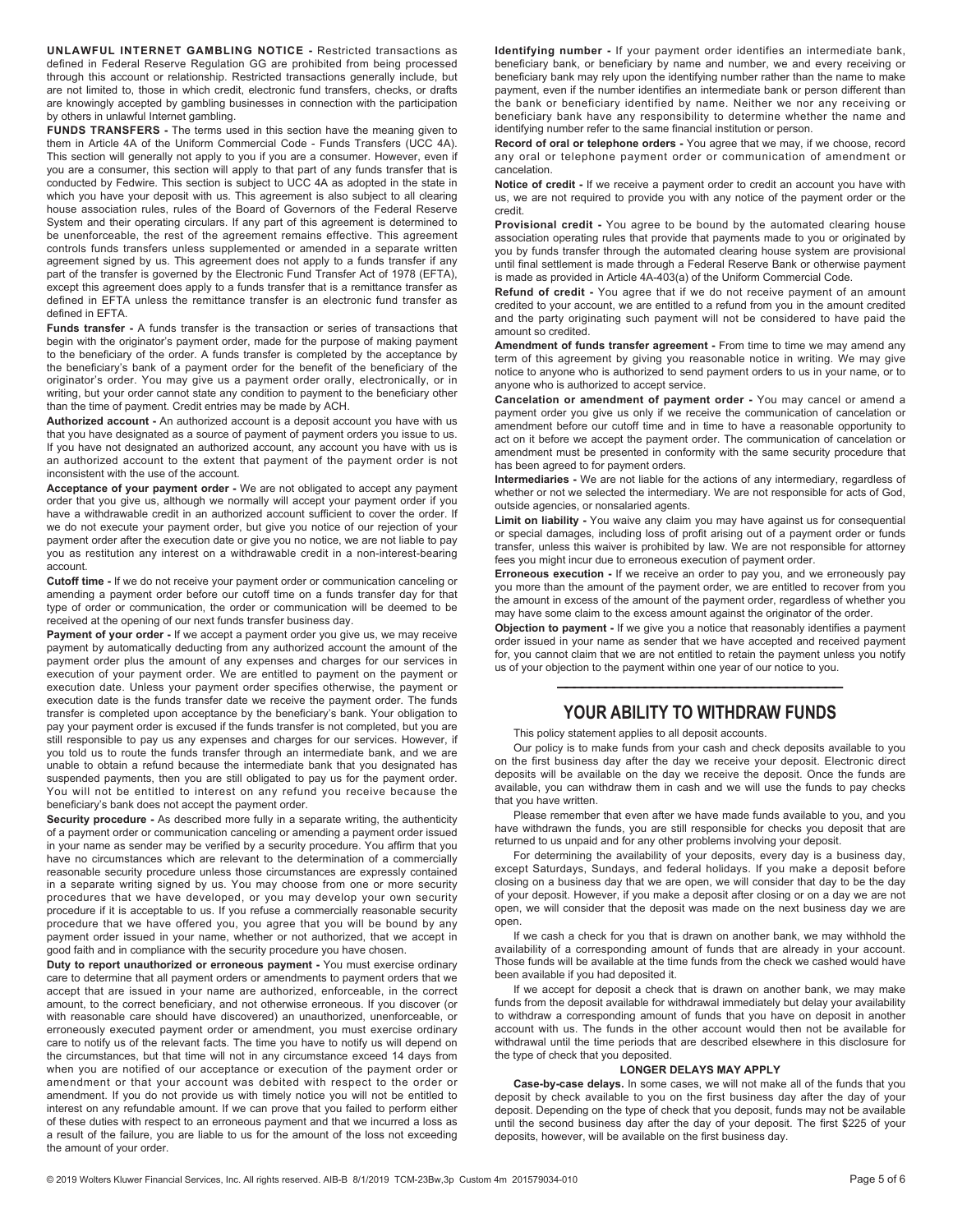**UNLAWFUL INTERNET GAMBLING NOTICE -** Restricted transactions as defined in Federal Reserve Regulation GG are prohibited from being processed through this account or relationship. Restricted transactions generally include, but are not limited to, those in which credit, electronic fund transfers, checks, or drafts are knowingly accepted by gambling businesses in connection with the participation by others in unlawful Internet gambling.

**FUNDS TRANSFERS -** The terms used in this section have the meaning given to them in Article 4A of the Uniform Commercial Code - Funds Transfers (UCC 4A). This section will generally not apply to you if you are a consumer. However, even if you are a consumer, this section will apply to that part of any funds transfer that is conducted by Fedwire. This section is subject to UCC 4A as adopted in the state in which you have your deposit with us. This agreement is also subject to all clearing house association rules, rules of the Board of Governors of the Federal Reserve System and their operating circulars. If any part of this agreement is determined to be unenforceable, the rest of the agreement remains effective. This agreement controls funds transfers unless supplemented or amended in a separate written agreement signed by us. This agreement does not apply to a funds transfer if any part of the transfer is governed by the Electronic Fund Transfer Act of 1978 (EFTA), except this agreement does apply to a funds transfer that is a remittance transfer as defined in EFTA unless the remittance transfer is an electronic fund transfer as defined in EFTA.

**Funds transfer -** A funds transfer is the transaction or series of transactions that begin with the originator's payment order, made for the purpose of making payment to the beneficiary of the order. A funds transfer is completed by the acceptance by the beneficiary's bank of a payment order for the benefit of the beneficiary of the originator's order. You may give us a payment order orally, electronically, or in writing, but your order cannot state any condition to payment to the beneficiary other than the time of payment. Credit entries may be made by ACH.

**Authorized account -** An authorized account is a deposit account you have with us that you have designated as a source of payment of payment orders you issue to us. If you have not designated an authorized account, any account you have with us is an authorized account to the extent that payment of the payment order is not inconsistent with the use of the account.

**Acceptance of your payment order -** We are not obligated to accept any payment order that you give us, although we normally will accept your payment order if you have a withdrawable credit in an authorized account sufficient to cover the order. If we do not execute your payment order, but give you notice of our rejection of your payment order after the execution date or give you no notice, we are not liable to pay you as restitution any interest on a withdrawable credit in a non-interest-bearing account.

**Cutoff time -** If we do not receive your payment order or communication canceling or amending a payment order before our cutoff time on a funds transfer day for that type of order or communication, the order or communication will be deemed to be received at the opening of our next funds transfer business day.

**Payment of your order -** If we accept a payment order you give us, we may receive payment by automatically deducting from any authorized account the amount of the payment order plus the amount of any expenses and charges for our services in execution of your payment order. We are entitled to payment on the payment or execution date. Unless your payment order specifies otherwise, the payment or execution date is the funds transfer date we receive the payment order. The funds transfer is completed upon acceptance by the beneficiary's bank. Your obligation to pay your payment order is excused if the funds transfer is not completed, but you are still responsible to pay us any expenses and charges for our services. However, if you told us to route the funds transfer through an intermediate bank, and we are unable to obtain a refund because the intermediate bank that you designated has suspended payments, then you are still obligated to pay us for the payment order. You will not be entitled to interest on any refund you receive because the beneficiary's bank does not accept the payment order.

**Security procedure -** As described more fully in a separate writing, the authenticity of a payment order or communication canceling or amending a payment order issued in your name as sender may be verified by a security procedure. You affirm that you have no circumstances which are relevant to the determination of a commercially reasonable security procedure unless those circumstances are expressly contained in a separate writing signed by us. You may choose from one or more security procedures that we have developed, or you may develop your own security procedure if it is acceptable to us. If you refuse a commercially reasonable security procedure that we have offered you, you agree that you will be bound by any payment order issued in your name, whether or not authorized, that we accept in good faith and in compliance with the security procedure you have chosen.

**Duty to report unauthorized or erroneous payment -** You must exercise ordinary care to determine that all payment orders or amendments to payment orders that we accept that are issued in your name are authorized, enforceable, in the correct amount, to the correct beneficiary, and not otherwise erroneous. If you discover (or with reasonable care should have discovered) an unauthorized, unenforceable, or erroneously executed payment order or amendment, you must exercise ordinary care to notify us of the relevant facts. The time you have to notify us will depend on the circumstances, but that time will not in any circumstance exceed 14 days from when you are notified of our acceptance or execution of the payment order or amendment or that your account was debited with respect to the order or amendment. If you do not provide us with timely notice you will not be entitled to interest on any refundable amount. If we can prove that you failed to perform either of these duties with respect to an erroneous payment and that we incurred a loss as a result of the failure, you are liable to us for the amount of the loss not exceeding the amount of your order.

**Identifying number -** If your payment order identifies an intermediate bank, beneficiary bank, or beneficiary by name and number, we and every receiving or beneficiary bank may rely upon the identifying number rather than the name to make payment, even if the number identifies an intermediate bank or person different than the bank or beneficiary identified by name. Neither we nor any receiving or beneficiary bank have any responsibility to determine whether the name and identifying number refer to the same financial institution or person.

**Record of oral or telephone orders -** You agree that we may, if we choose, record any oral or telephone payment order or communication of amendment or cancelation.

**Notice of credit -** If we receive a payment order to credit an account you have with us, we are not required to provide you with any notice of the payment order or the credit.

**Provisional credit -** You agree to be bound by the automated clearing house association operating rules that provide that payments made to you or originated by you by funds transfer through the automated clearing house system are provisional until final settlement is made through a Federal Reserve Bank or otherwise payment is made as provided in Article 4A-403(a) of the Uniform Commercial Code.

**Refund of credit -** You agree that if we do not receive payment of an amount credited to your account, we are entitled to a refund from you in the amount credited and the party originating such payment will not be considered to have paid the amount so credited.

**Amendment of funds transfer agreement -** From time to time we may amend any term of this agreement by giving you reasonable notice in writing. We may give notice to anyone who is authorized to send payment orders to us in your name, or to anyone who is authorized to accept service.

**Cancelation or amendment of payment order -** You may cancel or amend a payment order you give us only if we receive the communication of cancelation or amendment before our cutoff time and in time to have a reasonable opportunity to act on it before we accept the payment order. The communication of cancelation or amendment must be presented in conformity with the same security procedure that has been agreed to for payment orders.

**Intermediaries -** We are not liable for the actions of any intermediary, regardless of whether or not we selected the intermediary. We are not responsible for acts of God, outside agencies, or nonsalaried agents.

**Limit on liability -** You waive any claim you may have against us for consequential or special damages, including loss of profit arising out of a payment order or funds transfer, unless this waiver is prohibited by law. We are not responsible for attorney fees you might incur due to erroneous execution of payment order.

**Erroneous execution -** If we receive an order to pay you, and we erroneously pay you more than the amount of the payment order, we are entitled to recover from you the amount in excess of the amount of the payment order, regardless of whether you may have some claim to the excess amount against the originator of the order.

**Objection to payment -** If we give you a notice that reasonably identifies a payment order issued in your name as sender that we have accepted and received payment for, you cannot claim that we are not entitled to retain the payment unless you notify us of your objection to the payment within one year of our notice to you.

---

## YOUR ABILITY TO WITHDRAW FUNDS

This policy statement applies to all deposit accounts.

Our policy is to make funds from your cash and check deposits available to you on the first business day after the day we receive your deposit. Electronic direct deposits will be available on the day we receive the deposit. Once the funds are available, you can withdraw them in cash and we will use the funds to pay checks that you have written.

Please remember that even after we have made funds available to you, and you have withdrawn the funds, you are still responsible for checks you deposit that are returned to us unpaid and for any other problems involving your deposit.

For determining the availability of your deposits, every day is a business day, except Saturdays, Sundays, and federal holidays. If you make a deposit before closing on a business day that we are open, we will consider that day to be the day of your deposit. However, if you make a deposit after closing or on a day we are not open, we will consider that the deposit was made on the next business day we are open.

If we cash a check for you that is drawn on another bank, we may withhold the availability of a corresponding amount of funds that are already in your account. Those funds will be available at the time funds from the check we cashed would have been available if you had deposited it.

If we accept for deposit a check that is drawn on another bank, we may make funds from the deposit available for withdrawal immediately but delay your availability to withdraw a corresponding amount of funds that you have on deposit in another account with us. The funds in the other account would then not be available for withdrawal until the time periods that are described elsewhere in this disclosure for the type of check that you deposited.

### LONGER DELAYS MAY APPLY

**Case-by-case delays.** In some cases, we will not make all of the funds that you deposit by check available to you on the first business day after the day of your deposit. Depending on the type of check that you deposit, funds may not be available until the second business day after the day of your deposit. The first $225 of your deposits, however, will be available on the first business day.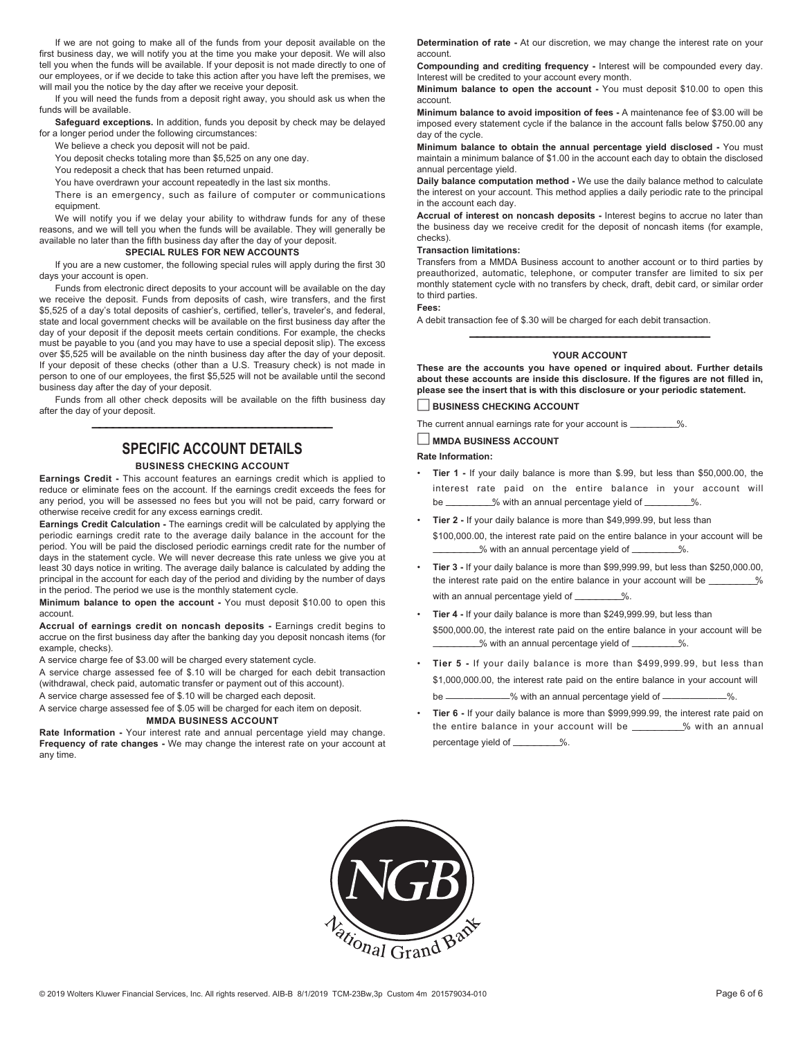If we are not going to make all of the funds from your deposit available on the first business day, we will notify you at the time you make your deposit. We will also tell you when the funds will be available. If your deposit is not made directly to one of our employees, or if we decide to take this action after you have left the premises, we will mail you the notice by the day after we receive your deposit.

If you will need the funds from a deposit right away, you should ask us when the funds will be available.

**Safeguard exceptions.** In addition, funds you deposit by check may be delayed for a longer period under the following circumstances:

We believe a check you deposit will not be paid.

You deposit checks totaling more than $5,525 on any one day.

You redeposit a check that has been returned unpaid.

You have overdrawn your account repeatedly in the last six months.

There is an emergency, such as failure of computer or communications equipment.

We will notify you if we delay your ability to withdraw funds for any of these reasons, and we will tell you when the funds will be available. They will generally be available no later than the fifth business day after the day of your deposit.

**SPECIAL RULES FOR NEW ACCOUNTS**

If you are a new customer, the following special rules will apply during the first 30 days your account is open.

Funds from electronic direct deposits to your account will be available on the day we receive the deposit. Funds from deposits of cash, wire transfers, and the first $5,525 of a day's total deposits of cashier's, certified, teller's, traveler's, and federal, state and local government checks will be available on the first business day after the day of your deposit if the deposit meets certain conditions. For example, the checks must be payable to you (and you may have to use a special deposit slip). The excess over $5,525 will be available on the ninth business day after the day of your deposit. If your deposit of these checks (other than a U.S. Treasury check) is not made in person to one of our employees, the first $5,525 will not be available until the second business day after the day of your deposit.

Funds from all other check deposits will be available on the fifth business day after the day of your deposit.

---

## SPECIFIC ACCOUNT DETAILS

### BUSINESS CHECKING ACCOUNT

**Earnings Credit -** This account features an earnings credit which is applied to reduce or eliminate fees on the account. If the earnings credit exceeds the fees for any period, you will be assessed no fees but you will not be paid, carry forward or otherwise receive credit for any excess earnings credit.

**Earnings Credit Calculation -** The earnings credit will be calculated by applying the periodic earnings credit rate to the average daily balance in the account for the period. You will be paid the disclosed periodic earnings credit rate for the number of days in the statement cycle. We will never decrease this rate unless we give you at least 30 days notice in writing. The average daily balance is calculated by adding the principal in the account for each day of the period and dividing by the number of days in the period. The period we use is the monthly statement cycle.

**Minimum balance to open the account -** You must deposit $10.00 to open this account.

**Accrual of earnings credit on noncash deposits -** Earnings credit begins to accrue on the first business day after the banking day you deposit noncash items (for example, checks).

A service charge fee of $3.00 will be charged every statement cycle.

A service charge assessed fee of $.10 will be charged for each debit transaction (withdrawal, check paid, automatic transfer or payment out of this account).

A service charge assessed fee of $.10 will be charged each deposit.

A service charge assessed fee of $.05 will be charged for each item on deposit.

### MMDA BUSINESS ACCOUNT

**Rate Information -** Your interest rate and annual percentage yield may change.

**Frequency of rate changes -** We may change the interest rate on your account at any time.

**Determination of rate -** At our discretion, we may change the interest rate on your account.

**Compounding and crediting frequency -** Interest will be compounded every day. Interest will be credited to your account every month.

**Minimum balance to open the account -** You must deposit $10.00 to open this account.

**Minimum balance to avoid imposition of fees -** A maintenance fee of $3.00 will be imposed every statement cycle if the balance in the account falls below $750.00 any day of the cycle.

**Minimum balance to obtain the annual percentage yield disclosed -** You must maintain a minimum balance of $1.00 in the account each day to obtain the disclosed annual percentage yield.

**Daily balance computation method -** We use the daily balance method to calculate the interest on your account. This method applies a daily periodic rate to the principal in the account each day.

**Accrual of interest on noncash deposits -** Interest begins to accrue no later than the business day we receive credit for the deposit of noncash items (for example, checks).

**Transaction limitations:**

Transfers from a MMDA Business account to another account or to third parties by preauthorized, automatic, telephone, or computer transfer are limited to six per monthly statement cycle with no transfers by check, draft, debit card, or similar order to third parties.

**Fees:**

A debit transaction fee of $.30 will be charged for each debit transaction.

---

### YOUR ACCOUNT

**These are the accounts you have opened or inquired about. Further details about these accounts are inside this disclosure. If the figures are not filled in, please see the insert that is with this disclosure or your periodic statement.**

☐ **BUSINESS CHECKING ACCOUNT**

The current annual earnings rate for your account is _________%.

☐ **MMDA BUSINESS ACCOUNT**

**Rate Information:**

- **Tier 1 -** If your daily balance is more than $.99, but less than $50,000.00, the interest rate paid on the entire balance in your account will be _________% with an annual percentage yield of _________%.
- **Tier 2 -** If your daily balance is more than $49,999.99, but less than $100,000.00, the interest rate paid on the entire balance in your account will be _________% with an annual percentage yield of _________%.
- **Tier 3 -** If your daily balance is more than $99,999.99, but less than $250,000.00, the interest rate paid on the entire balance in your account will be _________% with an annual percentage yield of _________%.
- **Tier 4 -** If your daily balance is more than $249,999.99, but less than $500,000.00, the interest rate paid on the entire balance in your account will be _________% with an annual percentage yield of _________%.
- **Tier 5 -** If your daily balance is more than $499,999.99, but less than $1,000,000.00, the interest rate paid on the entire balance in your account will be _________% with an annual percentage yield of _________%.
- **Tier 6 -** If your daily balance is more than $999,999.99, the interest rate paid on the entire balance in your account will be _________% with an annual percentage yield of _________%.

NGB National Grand Bank

© 2019 Wolters Kluwer Financial Services, Inc. All rights reserved. AIB-B 8/1/2019 TCM-23Bw,3p Custom 4m 201579034-010